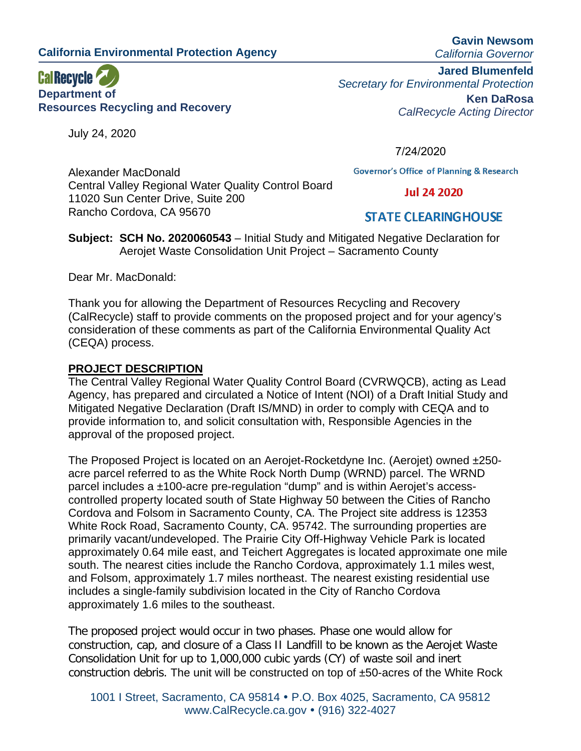California Environmental Protection Agency

**Gavin Newsom**
*California Governor*

CalRecycle
**Department of Resources Recycling and Recovery**

**Jared Blumenfeld**
*Secretary for Environmental Protection*

**Ken DaRosa**
*CalRecycle Acting Director*

July 24, 2020

7/24/2020

Governor's Office of Planning & Research

Jul 24 2020

STATE CLEARINGHOUSE

Alexander MacDonald
Central Valley Regional Water Quality Control Board
11020 Sun Center Drive, Suite 200
Rancho Cordova, CA 95670

**Subject: SCH No. 2020060543** – Initial Study and Mitigated Negative Declaration for Aerojet Waste Consolidation Unit Project – Sacramento County

Dear Mr. MacDonald:

Thank you for allowing the Department of Resources Recycling and Recovery (CalRecycle) staff to provide comments on the proposed project and for your agency's consideration of these comments as part of the California Environmental Quality Act (CEQA) process.

## PROJECT DESCRIPTION

The Central Valley Regional Water Quality Control Board (CVRWQCB), acting as Lead Agency, has prepared and circulated a Notice of Intent (NOI) of a Draft Initial Study and Mitigated Negative Declaration (Draft IS/MND) in order to comply with CEQA and to provide information to, and solicit consultation with, Responsible Agencies in the approval of the proposed project.

The Proposed Project is located on an Aerojet-Rocketdyne Inc. (Aerojet) owned ±250-acre parcel referred to as the White Rock North Dump (WRND) parcel. The WRND parcel includes a ±100-acre pre-regulation "dump" and is within Aerojet's access-controlled property located south of State Highway 50 between the Cities of Rancho Cordova and Folsom in Sacramento County, CA. The Project site address is 12353 White Rock Road, Sacramento County, CA. 95742. The surrounding properties are primarily vacant/undeveloped. The Prairie City Off-Highway Vehicle Park is located approximately 0.64 mile east, and Teichert Aggregates is located approximate one mile south. The nearest cities include the Rancho Cordova, approximately 1.1 miles west, and Folsom, approximately 1.7 miles northeast. The nearest existing residential use includes a single-family subdivision located in the City of Rancho Cordova approximately 1.6 miles to the southeast.

The proposed project would occur in two phases. Phase one would allow for construction, cap, and closure of a Class II Landfill to be known as the Aerojet Waste Consolidation Unit for up to 1,000,000 cubic yards (CY) of waste soil and inert construction debris. The unit will be constructed on top of ±50-acres of the White Rock

1001 I Street, Sacramento, CA 95814 • P.O. Box 4025, Sacramento, CA 95812
www.CalRecycle.ca.gov • (916) 322-4027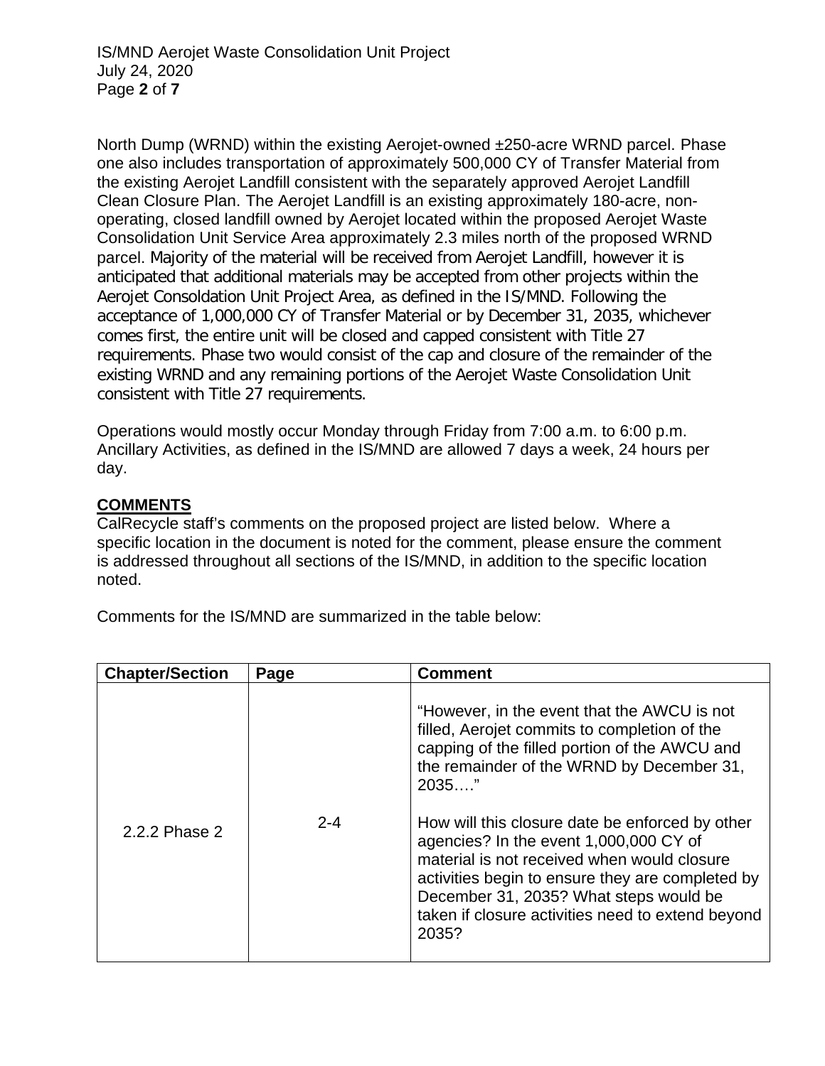North Dump (WRND) within the existing Aerojet-owned ±250-acre WRND parcel. Phase one also includes transportation of approximately 500,000 CY of Transfer Material from the existing Aerojet Landfill consistent with the separately approved Aerojet Landfill Clean Closure Plan. The Aerojet Landfill is an existing approximately 180-acre, non-operating, closed landfill owned by Aerojet located within the proposed Aerojet Waste Consolidation Unit Service Area approximately 2.3 miles north of the proposed WRND parcel. Majority of the material will be received from Aerojet Landfill, however it is anticipated that additional materials may be accepted from other projects within the Aerojet Consoldation Unit Project Area, as defined in the IS/MND. Following the acceptance of 1,000,000 CY of Transfer Material or by December 31, 2035, whichever comes first, the entire unit will be closed and capped consistent with Title 27 requirements. Phase two would consist of the cap and closure of the remainder of the existing WRND and any remaining portions of the Aerojet Waste Consolidation Unit consistent with Title 27 requirements.

Operations would mostly occur Monday through Friday from 7:00 a.m. to 6:00 p.m. Ancillary Activities, as defined in the IS/MND are allowed 7 days a week, 24 hours per day.

## COMMENTS

CalRecycle staff's comments on the proposed project are listed below. Where a specific location in the document is noted for the comment, please ensure the comment is addressed throughout all sections of the IS/MND, in addition to the specific location noted.

Comments for the IS/MND are summarized in the table below:

| Chapter/Section | Page | Comment |
|---|---|---|
| 2.2.2 Phase 2 | 2-4 | "However, in the event that the AWCU is not filled, Aerojet commits to completion of the capping of the filled portion of the AWCU and the remainder of the WRND by December 31, 2035…."<br><br>How will this closure date be enforced by other agencies? In the event 1,000,000 CY of material is not received when would closure activities begin to ensure they are completed by December 31, 2035? What steps would be taken if closure activities need to extend beyond 2035? |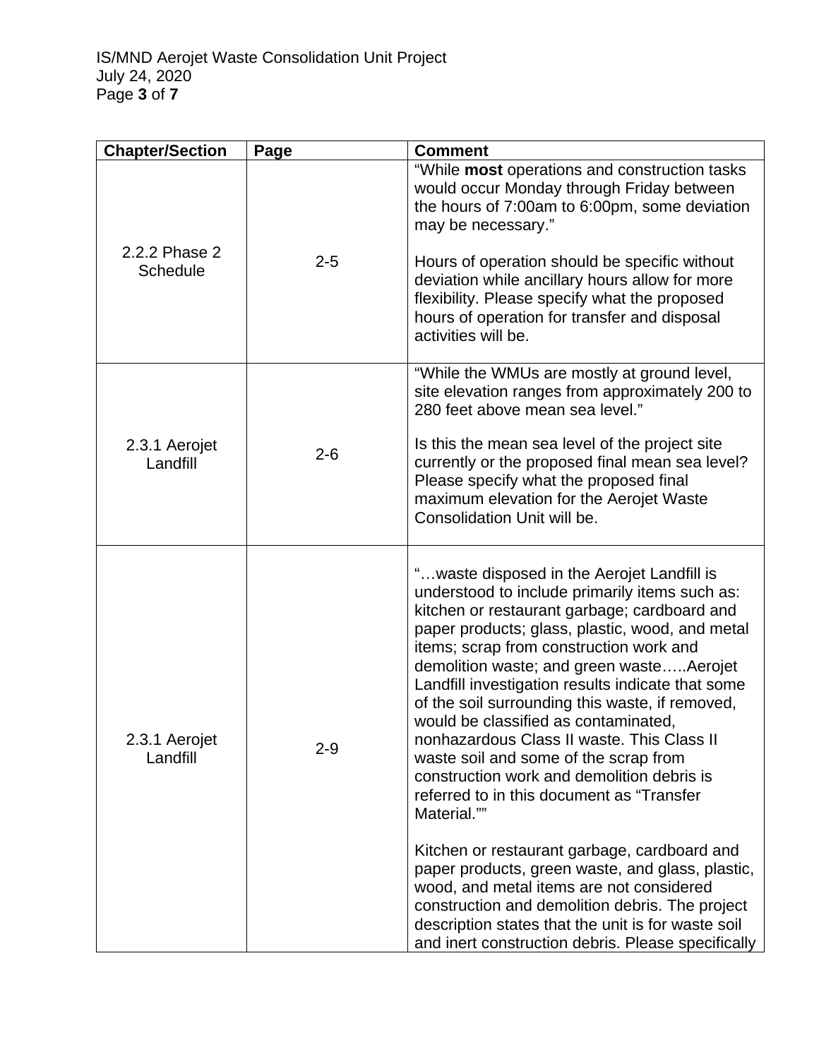| Chapter/Section | Page | Comment |
|---|---|---|
| 2.2.2 Phase 2 Schedule | 2-5 | "While **most** operations and construction tasks would occur Monday through Friday between the hours of 7:00am to 6:00pm, some deviation may be necessary."<br><br>Hours of operation should be specific without deviation while ancillary hours allow for more flexibility. Please specify what the proposed hours of operation for transfer and disposal activities will be. |
| 2.3.1 Aerojet Landfill | 2-6 | "While the WMUs are mostly at ground level, site elevation ranges from approximately 200 to 280 feet above mean sea level."<br><br>Is this the mean sea level of the project site currently or the proposed final mean sea level? Please specify what the proposed final maximum elevation for the Aerojet Waste Consolidation Unit will be. |
| 2.3.1 Aerojet Landfill | 2-9 | "…waste disposed in the Aerojet Landfill is understood to include primarily items such as: kitchen or restaurant garbage; cardboard and paper products; glass, plastic, wood, and metal items; scrap from construction work and demolition waste; and green waste…..Aerojet Landfill investigation results indicate that some of the soil surrounding this waste, if removed, would be classified as contaminated, nonhazardous Class II waste. This Class II waste soil and some of the scrap from construction work and demolition debris is referred to in this document as "Transfer Material.""<br><br>Kitchen or restaurant garbage, cardboard and paper products, green waste, and glass, plastic, wood, and metal items are not considered construction and demolition debris. The project description states that the unit is for waste soil and inert construction debris. Please specifically |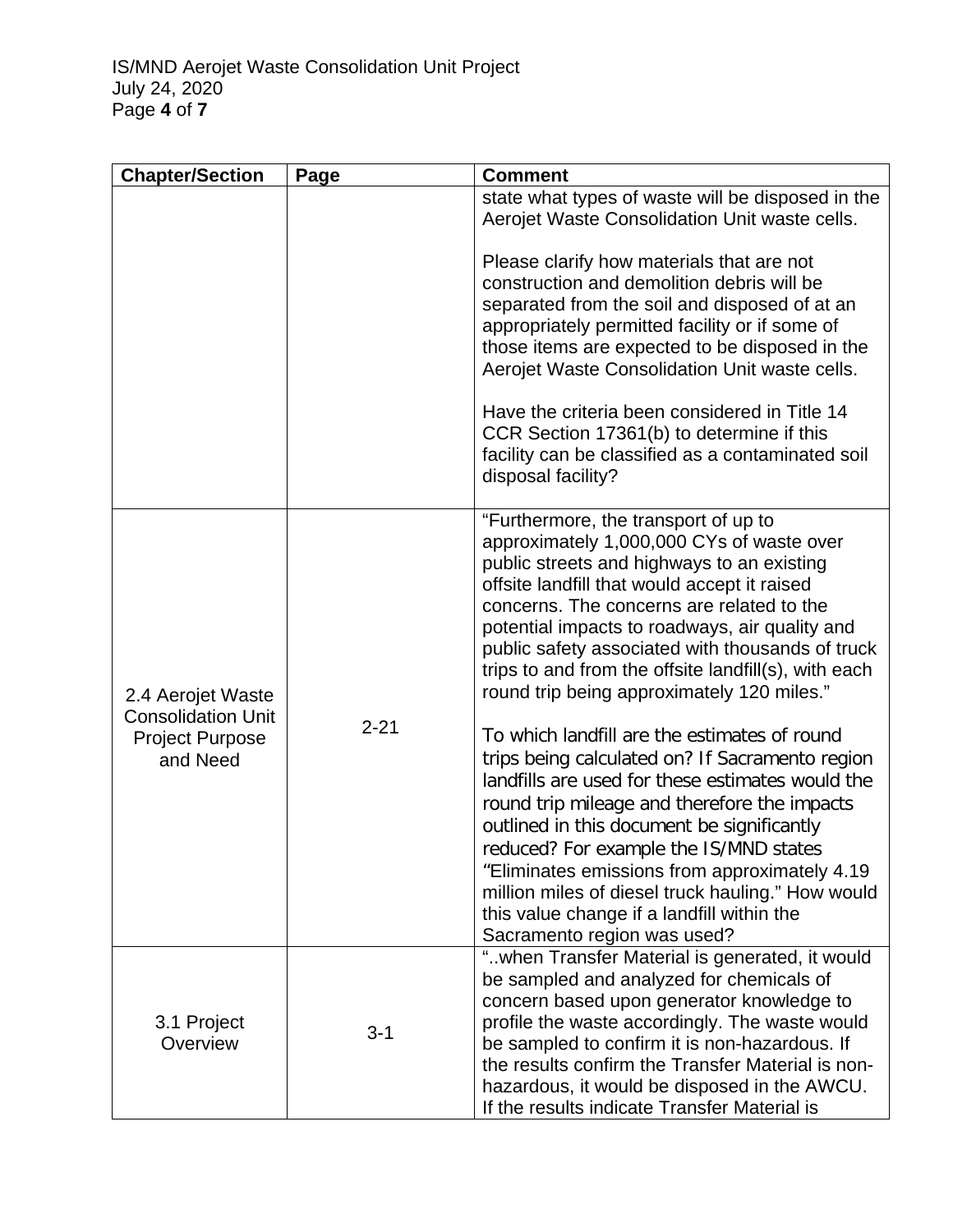| Chapter/Section | Page | Comment |
| --- | --- | --- |
| | | state what types of waste will be disposed in the Aerojet Waste Consolidation Unit waste cells.<br><br>Please clarify how materials that are not construction and demolition debris will be separated from the soil and disposed of at an appropriately permitted facility or if some of those items are expected to be disposed in the Aerojet Waste Consolidation Unit waste cells.<br><br>Have the criteria been considered in Title 14 CCR Section 17361(b) to determine if this facility can be classified as a contaminated soil disposal facility? |
| 2.4 Aerojet Waste Consolidation Unit Project Purpose and Need | 2-21 | "Furthermore, the transport of up to approximately 1,000,000 CYs of waste over public streets and highways to an existing offsite landfill that would accept it raised concerns. The concerns are related to the potential impacts to roadways, air quality and public safety associated with thousands of truck trips to and from the offsite landfill(s), with each round trip being approximately 120 miles."<br><br>To which landfill are the estimates of round trips being calculated on? If Sacramento region landfills are used for these estimates would the round trip mileage and therefore the impacts outlined in this document be significantly reduced? For example the IS/MND states "Eliminates emissions from approximately 4.19 million miles of diesel truck hauling." How would this value change if a landfill within the Sacramento region was used? |
| 3.1 Project Overview | 3-1 | "..when Transfer Material is generated, it would be sampled and analyzed for chemicals of concern based upon generator knowledge to profile the waste accordingly. The waste would be sampled to confirm it is non-hazardous. If the results confirm the Transfer Material is non-hazardous, it would be disposed in the AWCU. If the results indicate Transfer Material is |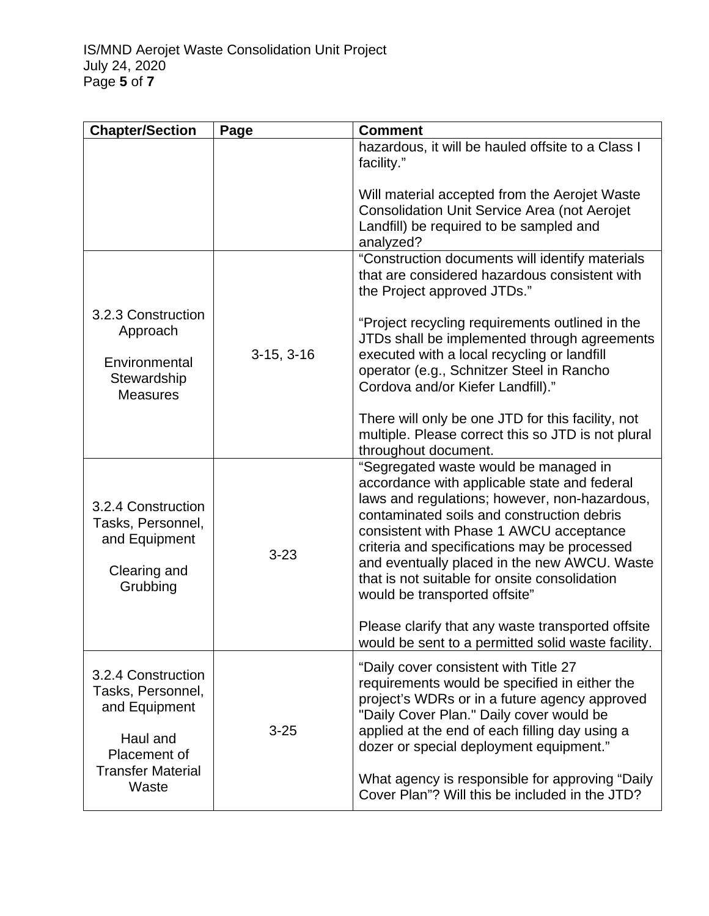| Chapter/Section | Page | Comment |
|---|---|---|
| | | hazardous, it will be hauled offsite to a Class I facility."<br><br>Will material accepted from the Aerojet Waste Consolidation Unit Service Area (not Aerojet Landfill) be required to be sampled and analyzed? |
| 3.2.3 Construction Approach<br><br>Environmental Stewardship Measures | 3-15, 3-16 | "Construction documents will identify materials that are considered hazardous consistent with the Project approved JTDs."<br><br>"Project recycling requirements outlined in the JTDs shall be implemented through agreements executed with a local recycling or landfill operator (e.g., Schnitzer Steel in Rancho Cordova and/or Kiefer Landfill)."<br><br>There will only be one JTD for this facility, not multiple. Please correct this so JTD is not plural throughout document. |
| 3.2.4 Construction Tasks, Personnel, and Equipment<br><br>Clearing and Grubbing | 3-23 | "Segregated waste would be managed in accordance with applicable state and federal laws and regulations; however, non-hazardous, contaminated soils and construction debris consistent with Phase 1 AWCU acceptance criteria and specifications may be processed and eventually placed in the new AWCU. Waste that is not suitable for onsite consolidation would be transported offsite"<br><br>Please clarify that any waste transported offsite would be sent to a permitted solid waste facility. |
| 3.2.4 Construction Tasks, Personnel, and Equipment<br><br>Haul and Placement of Transfer Material Waste | 3-25 | "Daily cover consistent with Title 27 requirements would be specified in either the project's WDRs or in a future agency approved "Daily Cover Plan." Daily cover would be applied at the end of each filling day using a dozer or special deployment equipment."<br><br>What agency is responsible for approving "Daily Cover Plan"? Will this be included in the JTD? |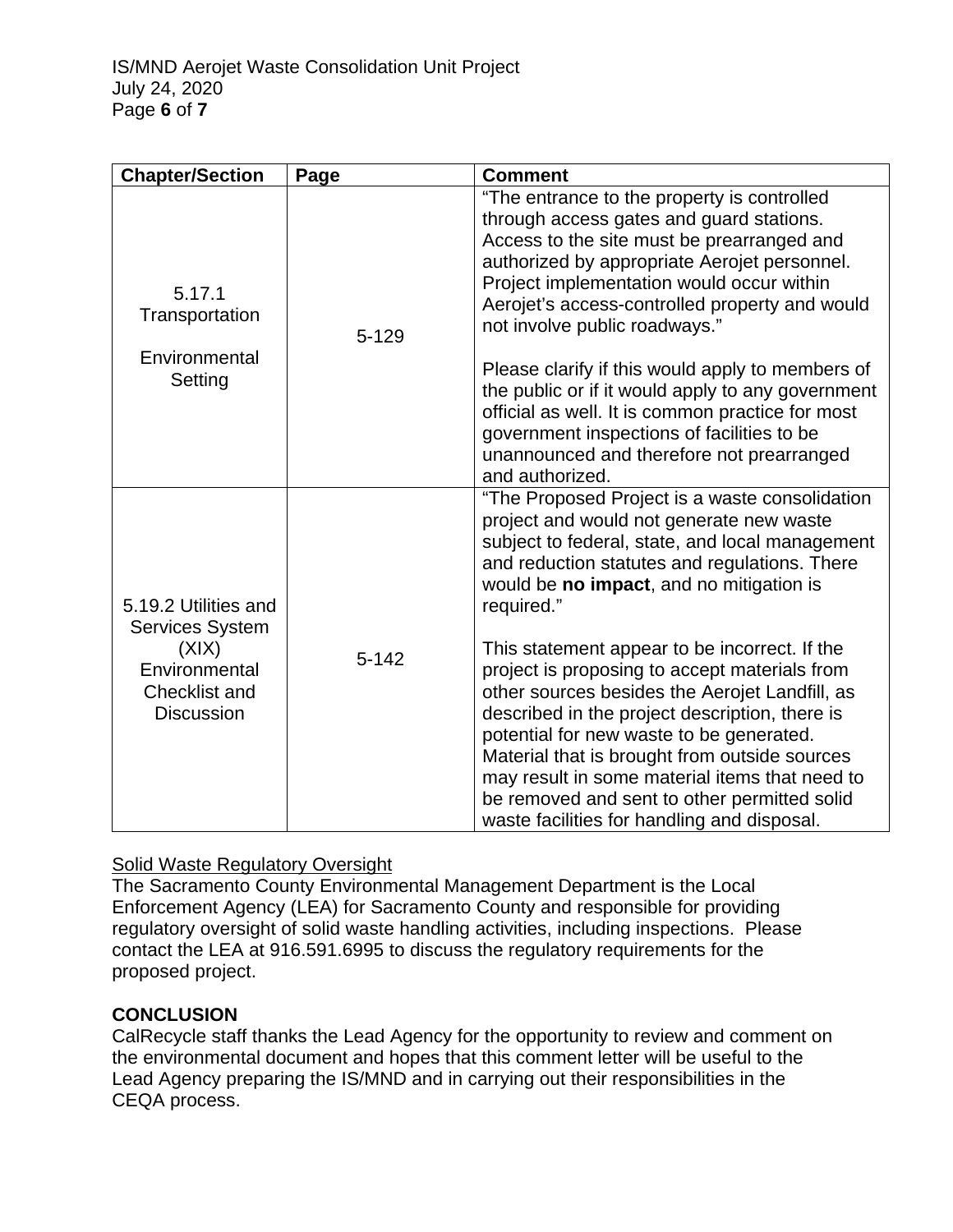| Chapter/Section | Page | Comment |
|---|---|---|
| 5.17.1 Transportation<br><br>Environmental Setting | 5-129 | "The entrance to the property is controlled through access gates and guard stations. Access to the site must be prearranged and authorized by appropriate Aerojet personnel. Project implementation would occur within Aerojet's access-controlled property and would not involve public roadways."<br><br>Please clarify if this would apply to members of the public or if it would apply to any government official as well. It is common practice for most government inspections of facilities to be unannounced and therefore not prearranged and authorized. |
| 5.19.2 Utilities and Services System (XIX) Environmental Checklist and Discussion | 5-142 | "The Proposed Project is a waste consolidation project and would not generate new waste subject to federal, state, and local management and reduction statutes and regulations. There would be **no impact**, and no mitigation is required."<br><br>This statement appear to be incorrect. If the project is proposing to accept materials from other sources besides the Aerojet Landfill, as described in the project description, there is potential for new waste to be generated. Material that is brought from outside sources may result in some material items that need to be removed and sent to other permitted solid waste facilities for handling and disposal. |

<u>Solid Waste Regulatory Oversight</u>
The Sacramento County Environmental Management Department is the Local Enforcement Agency (LEA) for Sacramento County and responsible for providing regulatory oversight of solid waste handling activities, including inspections. Please contact the LEA at 916.591.6995 to discuss the regulatory requirements for the proposed project.

**CONCLUSION**
CalRecycle staff thanks the Lead Agency for the opportunity to review and comment on the environmental document and hopes that this comment letter will be useful to the Lead Agency preparing the IS/MND and in carrying out their responsibilities in the CEQA process.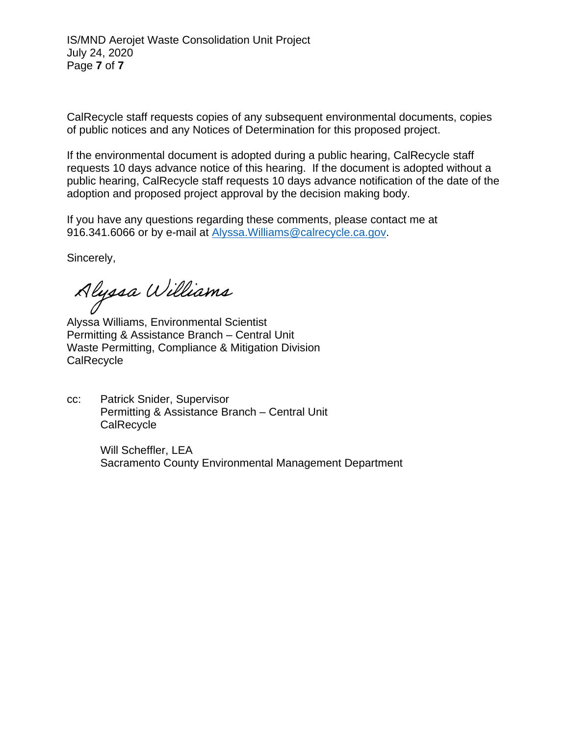CalRecycle staff requests copies of any subsequent environmental documents, copies of public notices and any Notices of Determination for this proposed project.

If the environmental document is adopted during a public hearing, CalRecycle staff requests 10 days advance notice of this hearing. If the document is adopted without a public hearing, CalRecycle staff requests 10 days advance notification of the date of the adoption and proposed project approval by the decision making body.

If you have any questions regarding these comments, please contact me at 916.341.6066 or by e-mail at Alyssa.Williams@calrecycle.ca.gov.

Sincerely,

Alyssa Williams

Alyssa Williams, Environmental Scientist
Permitting & Assistance Branch – Central Unit
Waste Permitting, Compliance & Mitigation Division
CalRecycle

cc: Patrick Snider, Supervisor
Permitting & Assistance Branch – Central Unit
CalRecycle

Will Scheffler, LEA
Sacramento County Environmental Management Department